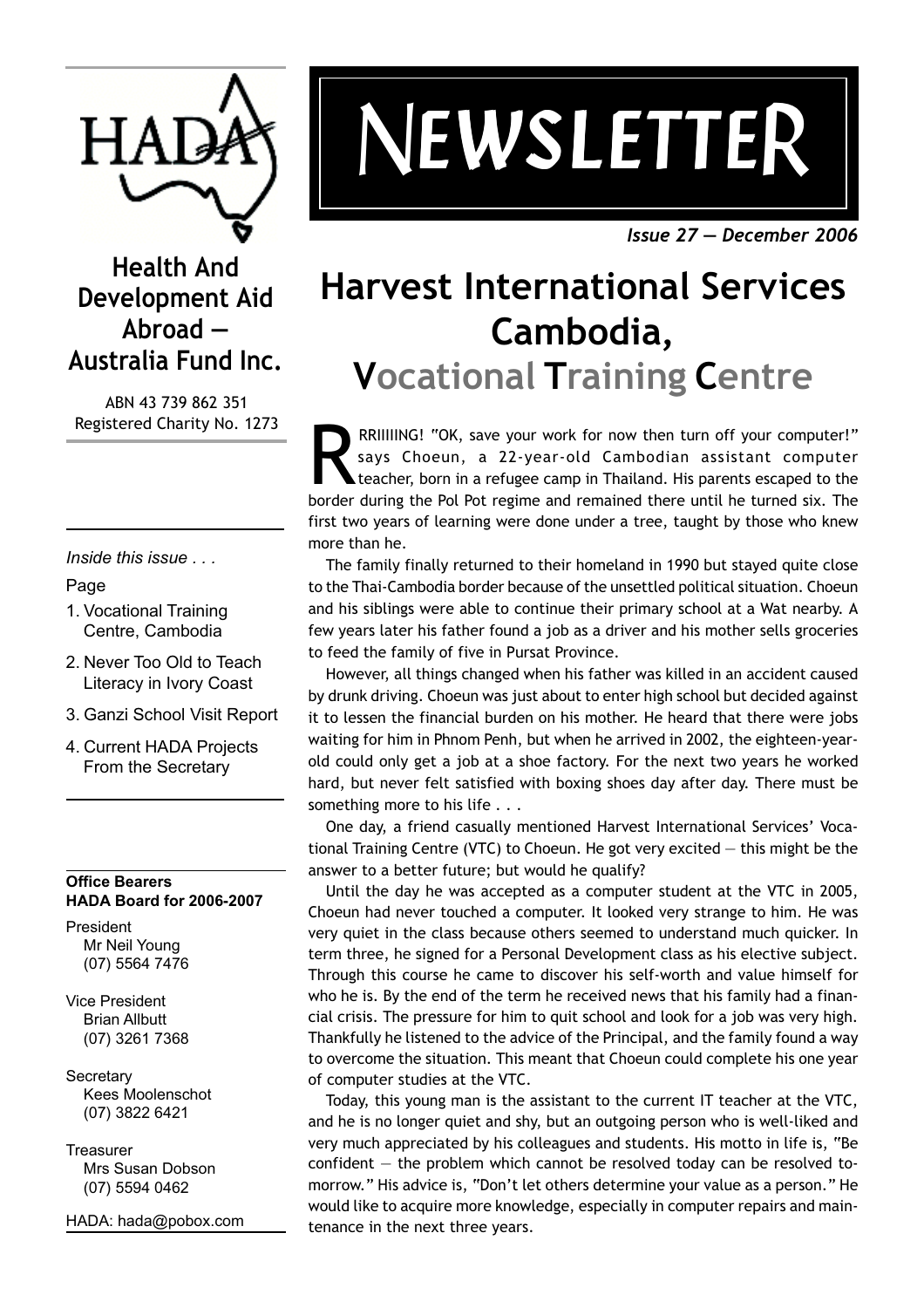# NEWSLETTER

*Issue 27 — December 2006*

HADA

## Health And Development Aid Abroad — Australia Fund Inc.

ABN 43 739 862 351
Registered Charity No. 1273

*Inside this issue . . .*

Page

1. Vocational Training Centre, Cambodia
2. Never Too Old to Teach Literacy in Ivory Coast
3. Ganzi School Visit Report
4. Current HADA Projects From the Secretary

**Office Bearers**
**HADA Board for 2006-2007**

President
Mr Neil Young
(07) 5564 7476

Vice President
Brian Allbutt
(07) 3261 7368

Secretary
Kees Moolenschot
(07) 3822 6421

Treasurer
Mrs Susan Dobson
(07) 5594 0462

HADA: hada@pobox.com

# Harvest International Services Cambodia, Vocational Training Centre

RRIIIIING! "OK, save your work for now then turn off your computer!" says Choeun, a 22-year-old Cambodian assistant computer teacher, born in a refugee camp in Thailand. His parents escaped to the border during the Pol Pot regime and remained there until he turned six. The first two years of learning were done under a tree, taught by those who knew more than he.

The family finally returned to their homeland in 1990 but stayed quite close to the Thai-Cambodia border because of the unsettled political situation. Choeun and his siblings were able to continue their primary school at a Wat nearby. A few years later his father found a job as a driver and his mother sells groceries to feed the family of five in Pursat Province.

However, all things changed when his father was killed in an accident caused by drunk driving. Choeun was just about to enter high school but decided against it to lessen the financial burden on his mother. He heard that there were jobs waiting for him in Phnom Penh, but when he arrived in 2002, the eighteen-year-old could only get a job at a shoe factory. For the next two years he worked hard, but never felt satisfied with boxing shoes day after day. There must be something more to his life . . .

One day, a friend casually mentioned Harvest International Services' Vocational Training Centre (VTC) to Choeun. He got very excited — this might be the answer to a better future; but would he qualify?

Until the day he was accepted as a computer student at the VTC in 2005, Choeun had never touched a computer. It looked very strange to him. He was very quiet in the class because others seemed to understand much quicker. In term three, he signed for a Personal Development class as his elective subject. Through this course he came to discover his self-worth and value himself for who he is. By the end of the term he received news that his family had a financial crisis. The pressure for him to quit school and look for a job was very high. Thankfully he listened to the advice of the Principal, and the family found a way to overcome the situation. This meant that Choeun could complete his one year of computer studies at the VTC.

Today, this young man is the assistant to the current IT teacher at the VTC, and he is no longer quiet and shy, but an outgoing person who is well-liked and very much appreciated by his colleagues and students. His motto in life is, "Be confident — the problem which cannot be resolved today can be resolved tomorrow." His advice is, "Don't let others determine your value as a person." He would like to acquire more knowledge, especially in computer repairs and maintenance in the next three years.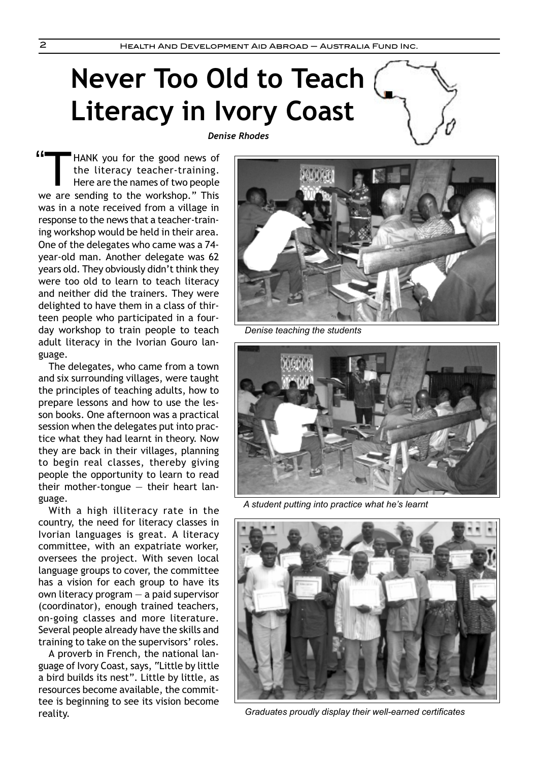# Never Too Old to Teach Literacy in Ivory Coast

***Denise Rhodes***

"THANK you for the good news of the literacy teacher-training. Here are the names of two people we are sending to the workshop." This was in a note received from a village in response to the news that a teacher-training workshop would be held in their area. One of the delegates who came was a 74-year-old man. Another delegate was 62 years old. They obviously didn't think they were too old to learn to teach literacy and neither did the trainers. They were delighted to have them in a class of thirteen people who participated in a four-day workshop to train people to teach adult literacy in the Ivorian Gouro language.

The delegates, who came from a town and six surrounding villages, were taught the principles of teaching adults, how to prepare lessons and how to use the lesson books. One afternoon was a practical session when the delegates put into practice what they had learnt in theory. Now they are back in their villages, planning to begin real classes, thereby giving people the opportunity to learn to read their mother-tongue — their heart language.

With a high illiteracy rate in the country, the need for literacy classes in Ivorian languages is great. A literacy committee, with an expatriate worker, oversees the project. With seven local language groups to cover, the committee has a vision for each group to have its own literacy program — a paid supervisor (coordinator), enough trained teachers, on-going classes and more literature. Several people already have the skills and training to take on the supervisors' roles.

A proverb in French, the national language of Ivory Coast, says, "Little by little a bird builds its nest". Little by little, as resources become available, the committee is beginning to see its vision become reality.

*Denise teaching the students*

*A student putting into practice what he's learnt*

*Graduates proudly display their well-earned certificates*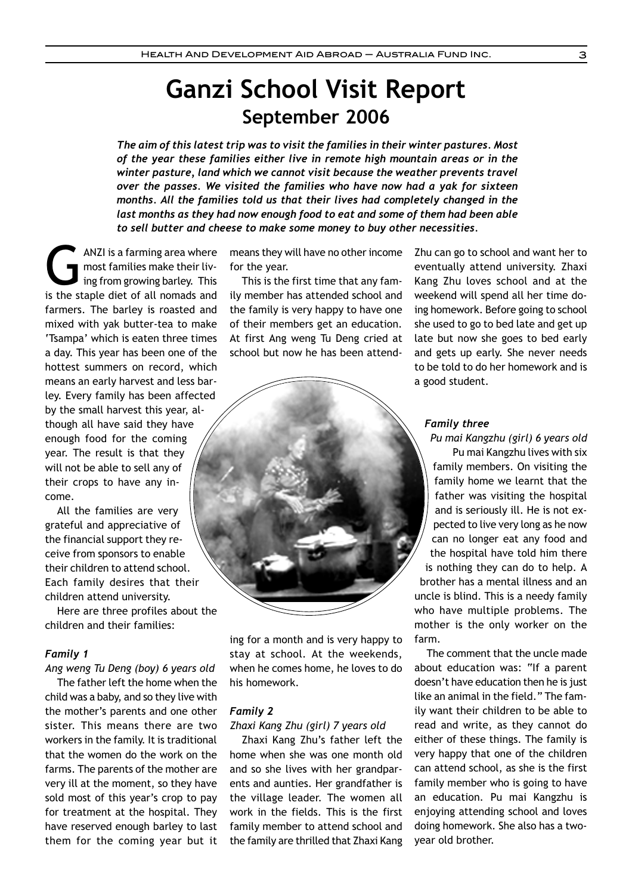# Ganzi School Visit Report

## September 2006

***The aim of this latest trip was to visit the families in their winter pastures. Most of the year these families either live in remote high mountain areas or in the winter pasture, land which we cannot visit because the weather prevents travel over the passes. We visited the families who have now had a yak for sixteen months. All the families told us that their lives had completely changed in the last months as they had now enough food to eat and some of them had been able to sell butter and cheese to make some money to buy other necessities.***

GANZI is a farming area where most families make their living from growing barley. This is the staple diet of all nomads and farmers. The barley is roasted and mixed with yak butter-tea to make 'Tsampa' which is eaten three times a day. This year has been one of the hottest summers on record, which means an early harvest and less barley. Every family has been affected by the small harvest this year, although all have said they have enough food for the coming year. The result is that they will not be able to sell any of their crops to have any income.

All the families are very grateful and appreciative of the financial support they receive from sponsors to enable their children to attend school. Each family desires that their children attend university.

Here are three profiles about the children and their families:

### *Family 1*

*Ang weng Tu Deng (boy) 6 years old*

The father left the home when the child was a baby, and so they live with the mother's parents and one other sister. This means there are two workers in the family. It is traditional that the women do the work on the farms. The parents of the mother are very ill at the moment, so they have sold most of this year's crop to pay for treatment at the hospital. They have reserved enough barley to last them for the coming year but it means they will have no other income for the year.

This is the first time that any family member has attended school and the family is very happy to have one of their members get an education. At first Ang weng Tu Deng cried at school but now he has been attending for a month and is very happy to stay at school. At the weekends, when he comes home, he loves to do his homework.

### *Family 2*

*Zhaxi Kang Zhu (girl) 7 years old*

Zhaxi Kang Zhu's father left the home when she was one month old and so she lives with her grandparents and aunties. Her grandfather is the village leader. The women all work in the fields. This is the first family member to attend school and the family are thrilled that Zhaxi Kang Zhu can go to school and want her to eventually attend university. Zhaxi Kang Zhu loves school and at the weekend will spend all her time doing homework. Before going to school she used to go to bed late and get up late but now she goes to bed early and gets up early. She never needs to be told to do her homework and is a good student.

### *Family three*

*Pu mai Kangzhu (girl) 6 years old*

Pu mai Kangzhu lives with six family members. On visiting the family home we learnt that the father was visiting the hospital and is seriously ill. He is not expected to live very long as he now can no longer eat any food and the hospital have told him there is nothing they can do to help. A brother has a mental illness and an uncle is blind. This is a needy family who have multiple problems. The mother is the only worker on the farm.

The comment that the uncle made about education was: "If a parent doesn't have education then he is just like an animal in the field." The family want their children to be able to read and write, as they cannot do either of these things. The family is very happy that one of the children can attend school, as she is the first family member who is going to have an education. Pu mai Kangzhu is enjoying attending school and loves doing homework. She also has a two-year old brother.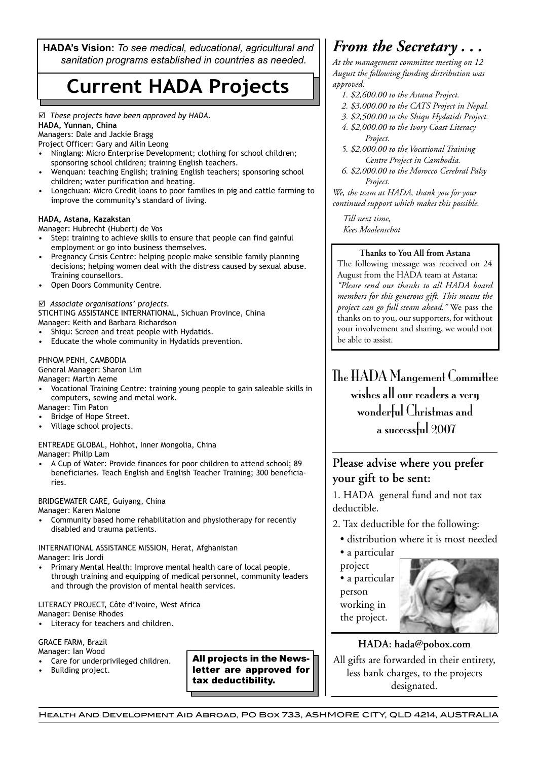**HADA's Vision:** *To see medical, educational, agricultural and sanitation programs established in countries as needed.*

# Current HADA Projects

☑ *These projects have been approved by HADA.*

**HADA, Yunnan, China**
Managers: Dale and Jackie Bragg
Project Officer: Gary and Ailin Leong

- Ninglang: Micro Enterprise Development; clothing for school children; sponsoring school children; training English teachers.
- Wenquan: teaching English; training English teachers; sponsoring school children; water purification and heating.
- Longchuan: Micro Credit loans to poor families in pig and cattle farming to improve the community's standard of living.

**HADA, Astana, Kazakstan**
Manager: Hubrecht (Hubert) de Vos

- Step: training to achieve skills to ensure that people can find gainful employment or go into business themselves.
- Pregnancy Crisis Centre: helping people make sensible family planning decisions; helping women deal with the distress caused by sexual abuse. Training counsellors.
- Open Doors Community Centre.

☑ *Associate organisations' projects.*

STICHTING ASSISTANCE INTERNATIONAL, Sichuan Province, China
Manager: Keith and Barbara Richardson

- Shiqu: Screen and treat people with Hydatids.
- Educate the whole community in Hydatids prevention.

PHNOM PENH, CAMBODIA
General Manager: Sharon Lim
Manager: Martin Aeme

- Vocational Training Centre: training young people to gain saleable skills in computers, sewing and metal work.

Manager: Tim Paton

- Bridge of Hope Street.
- Village school projects.

ENTREADE GLOBAL, Hohhot, Inner Mongolia, China
Manager: Philip Lam

- A Cup of Water: Provide finances for poor children to attend school; 89 beneficiaries. Teach English and English Teacher Training; 300 beneficiaries.

BRIDGEWATER CARE, Guiyang, China
Manager: Karen Malone

- Community based home rehabilitation and physiotherapy for recently disabled and trauma patients.

INTERNATIONAL ASSISTANCE MISSION, Herat, Afghanistan
Manager: Iris Jordi

- Primary Mental Health: Improve mental health care of local people, through training and equipping of medical personnel, community leaders and through the provision of mental health services.

LITERACY PROJECT, Côte d'Ivoire, West Africa
Manager: Denise Rhodes

- Literacy for teachers and children.

GRACE FARM, Brazil
Manager: Ian Wood

- Care for underprivileged children.
- Building project.

**All projects in the Newsletter are approved for tax deductibility.**

## *From the Secretary . . .*

*At the management committee meeting on 12 August the following funding distribution was approved.*

1. *$2,600.00 to the Astana Project.*
2. *$3,000.00 to the CATS Project in Nepal.*
3. *$2,500.00 to the Shiqu Hydatids Project.*
4. *$2,000.00 to the Ivory Coast Literacy Project.*
5. *$2,000.00 to the Vocational Training Centre Project in Cambodia.*
6. *$2,000.00 to the Morocco Cerebral Palsy Project.*

*We, the team at HADA, thank you for your continued support which makes this possible.*

*Till next time,*
*Kees Moolenschot*

**Thanks to You All from Astana**

The following message was received on 24 August from the HADA team at Astana: *"Please send our thanks to all HADA board members for this generous gift. This means the project can go full steam ahead."* We pass the thanks on to you, our supporters, for without your involvement and sharing, we would not be able to assist.

**The HADA Mangement Committee wishes all our readers a very wonderful Christmas and a successful 2007**

### Please advise where you prefer your gift to be sent:

1. HADA general fund and not tax deductible.
2. Tax deductible for the following:
   - distribution where it is most needed
   - a particular project
   - a particular person working in the project.

**HADA: hada@pobox.com**

All gifts are forwarded in their entirety, less bank charges, to the projects designated.

Health And Development Aid Abroad, PO Box 733, ASHMORE CITY, QLD 4214, AUSTRALIA